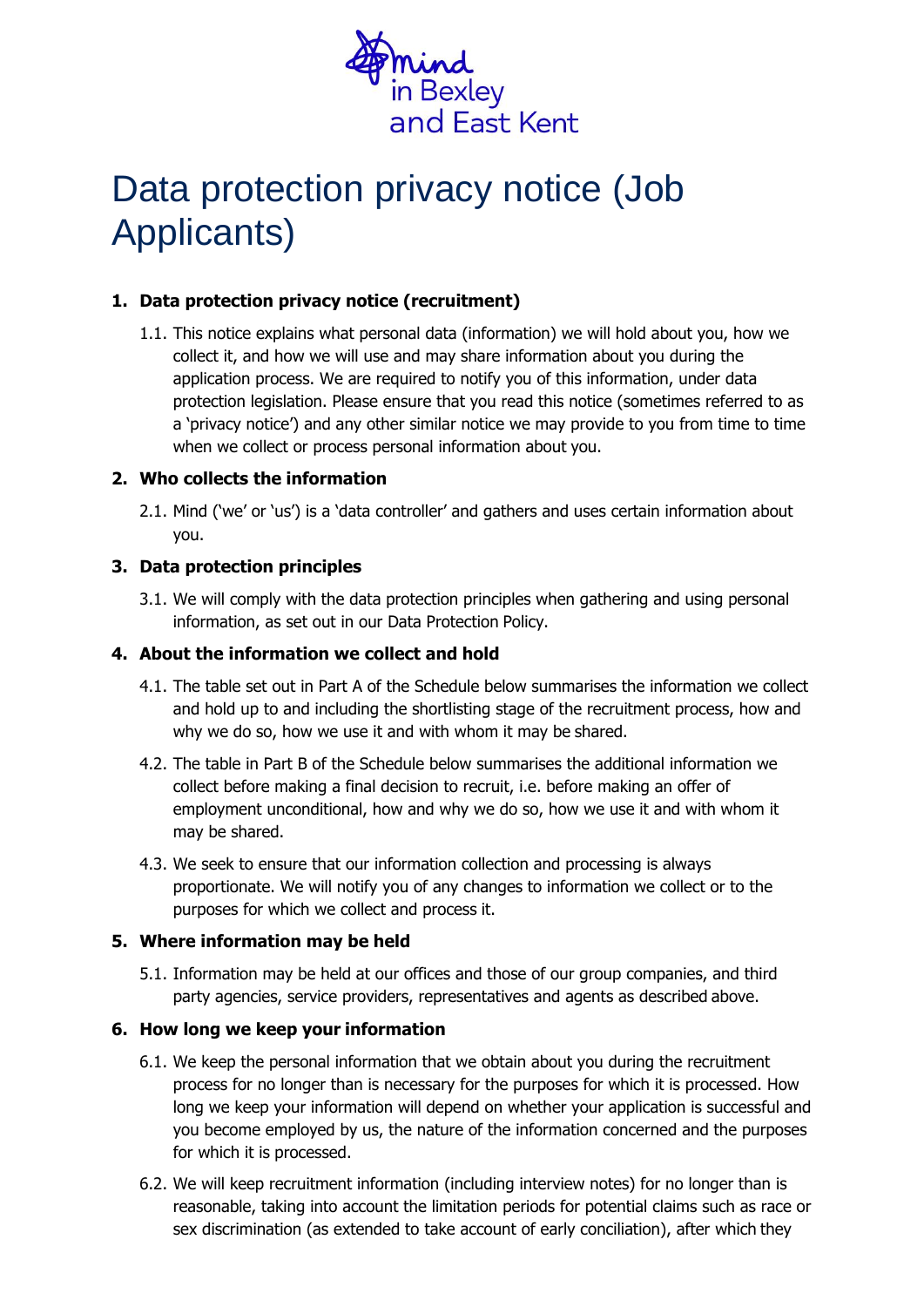Mind in Bexley and East Kent

# Data protection privacy notice (Job Applicants)

## 1. Data protection privacy notice (recruitment)

1.1. This notice explains what personal data (information) we will hold about you, how we collect it, and how we will use and may share information about you during the application process. We are required to notify you of this information, under data protection legislation. Please ensure that you read this notice (sometimes referred to as a 'privacy notice') and any other similar notice we may provide to you from time to time when we collect or process personal information about you.

## 2. Who collects the information

2.1. Mind ('we' or 'us') is a 'data controller' and gathers and uses certain information about you.

## 3. Data protection principles

3.1. We will comply with the data protection principles when gathering and using personal information, as set out in our Data Protection Policy.

## 4. About the information we collect and hold

4.1. The table set out in Part A of the Schedule below summarises the information we collect and hold up to and including the shortlisting stage of the recruitment process, how and why we do so, how we use it and with whom it may be shared.

4.2. The table in Part B of the Schedule below summarises the additional information we collect before making a final decision to recruit, i.e. before making an offer of employment unconditional, how and why we do so, how we use it and with whom it may be shared.

4.3. We seek to ensure that our information collection and processing is always proportionate. We will notify you of any changes to information we collect or to the purposes for which we collect and process it.

## 5. Where information may be held

5.1. Information may be held at our offices and those of our group companies, and third party agencies, service providers, representatives and agents as described above.

## 6. How long we keep your information

6.1. We keep the personal information that we obtain about you during the recruitment process for no longer than is necessary for the purposes for which it is processed. How long we keep your information will depend on whether your application is successful and you become employed by us, the nature of the information concerned and the purposes for which it is processed.

6.2. We will keep recruitment information (including interview notes) for no longer than is reasonable, taking into account the limitation periods for potential claims such as race or sex discrimination (as extended to take account of early conciliation), after which they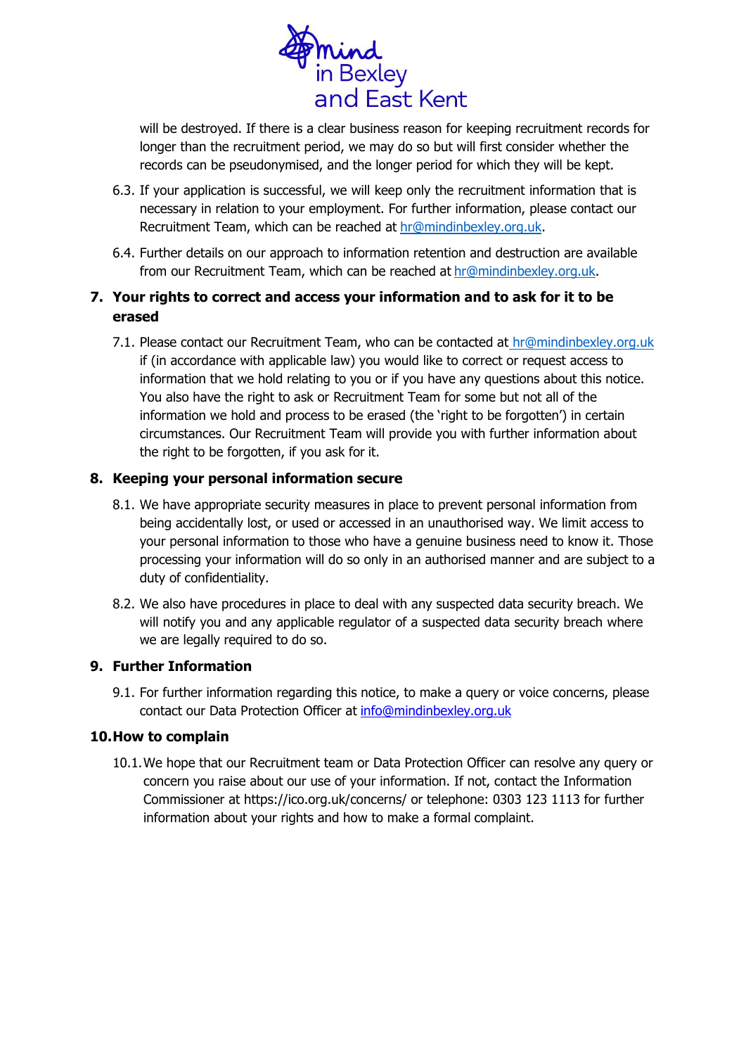will be destroyed. If there is a clear business reason for keeping recruitment records for longer than the recruitment period, we may do so but will first consider whether the records can be pseudonymised, and the longer period for which they will be kept.

6.3. If your application is successful, we will keep only the recruitment information that is necessary in relation to your employment. For further information, please contact our Recruitment Team, which can be reached at hr@mindinbexley.org.uk.

6.4. Further details on our approach to information retention and destruction are available from our Recruitment Team, which can be reached at hr@mindinbexley.org.uk.

## 7. Your rights to correct and access your information and to ask for it to be erased

7.1. Please contact our Recruitment Team, who can be contacted at hr@mindinbexley.org.uk if (in accordance with applicable law) you would like to correct or request access to information that we hold relating to you or if you have any questions about this notice. You also have the right to ask or Recruitment Team for some but not all of the information we hold and process to be erased (the 'right to be forgotten') in certain circumstances. Our Recruitment Team will provide you with further information about the right to be forgotten, if you ask for it.

## 8. Keeping your personal information secure

8.1. We have appropriate security measures in place to prevent personal information from being accidentally lost, or used or accessed in an unauthorised way. We limit access to your personal information to those who have a genuine business need to know it. Those processing your information will do so only in an authorised manner and are subject to a duty of confidentiality.

8.2. We also have procedures in place to deal with any suspected data security breach. We will notify you and any applicable regulator of a suspected data security breach where we are legally required to do so.

## 9. Further Information

9.1. For further information regarding this notice, to make a query or voice concerns, please contact our Data Protection Officer at info@mindinbexley.org.uk

## 10. How to complain

10.1. We hope that our Recruitment team or Data Protection Officer can resolve any query or concern you raise about our use of your information. If not, contact the Information Commissioner at https://ico.org.uk/concerns/ or telephone: 0303 123 1113 for further information about your rights and how to make a formal complaint.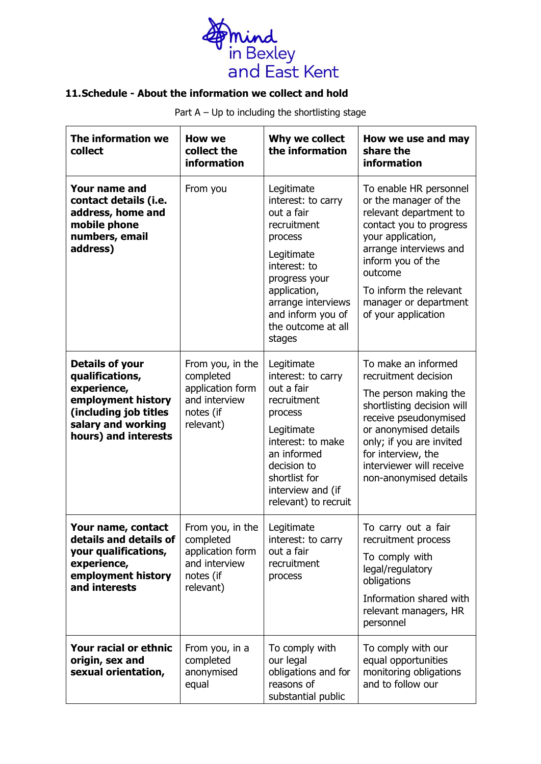## 11. Schedule - About the information we collect and hold

Part A – Up to including the shortlisting stage

| The information we collect | How we collect the information | Why we collect the information | How we use and may share the information |
|---|---|---|---|
| **Your name and contact details (i.e. address, home and mobile phone numbers, email address)** | From you | Legitimate interest: to carry out a fair recruitment process<br><br>Legitimate interest: to progress your application, arrange interviews and inform you of the outcome at all stages | To enable HR personnel or the manager of the relevant department to contact you to progress your application, arrange interviews and inform you of the outcome<br><br>To inform the relevant manager or department of your application |
| **Details of your qualifications, experience, employment history (including job titles salary and working hours) and interests** | From you, in the completed application form and interview notes (if relevant) | Legitimate interest: to carry out a fair recruitment process<br><br>Legitimate interest: to make an informed decision to shortlist for interview and (if relevant) to recruit | To make an informed recruitment decision<br><br>The person making the shortlisting decision will receive pseudonymised or anonymised details only; if you are invited for interview, the interviewer will receive non-anonymised details |
| **Your name, contact details and details of your qualifications, experience, employment history and interests** | From you, in the completed application form and interview notes (if relevant) | Legitimate interest: to carry out a fair recruitment process | To carry out a fair recruitment process<br><br>To comply with legal/regulatory obligations<br><br>Information shared with relevant managers, HR personnel |
| **Your racial or ethnic origin, sex and sexual orientation,** | From you, in a completed anonymised equal | To comply with our legal obligations and for reasons of substantial public | To comply with our equal opportunities monitoring obligations and to follow our |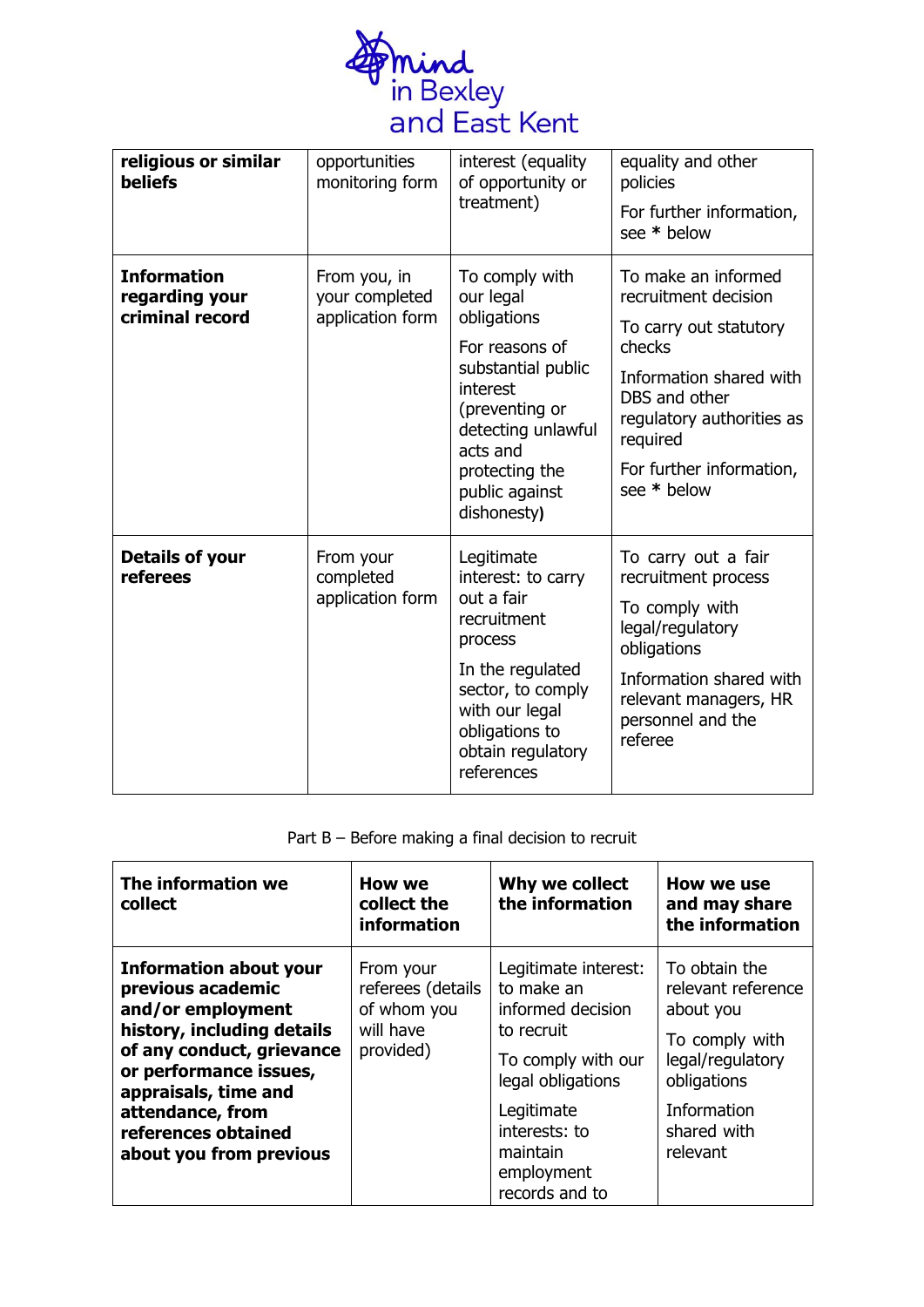| **religious or similar beliefs** | opportunities monitoring form | interest (equality of opportunity or treatment) | equality and other policies<br><br>For further information, see * below |
|---|---|---|---|
| **Information regarding your criminal record** | From you, in your completed application form | To comply with our legal obligations<br><br>For reasons of substantial public interest (preventing or detecting unlawful acts and protecting the public against dishonesty) | To make an informed recruitment decision<br><br>To carry out statutory checks<br><br>Information shared with DBS and other regulatory authorities as required<br><br>For further information, see * below |
| **Details of your referees** | From your completed application form | Legitimate interest: to carry out a fair recruitment process<br><br>In the regulated sector, to comply with our legal obligations to obtain regulatory references | To carry out a fair recruitment process<br><br>To comply with legal/regulatory obligations<br><br>Information shared with relevant managers, HR personnel and the referee |

Part B – Before making a final decision to recruit

| **The information we collect** | **How we collect the information** | **Why we collect the information** | **How we use and may share the information** |
|---|---|---|---|
| **Information about your previous academic and/or employment history, including details of any conduct, grievance or performance issues, appraisals, time and attendance, from references obtained about you from previous** | From your referees (details of whom you will have provided) | Legitimate interest: to make an informed decision to recruit<br><br>To comply with our legal obligations<br><br>Legitimate interests: to maintain employment records and to | To obtain the relevant reference about you<br><br>To comply with legal/regulatory obligations<br><br>Information shared with relevant |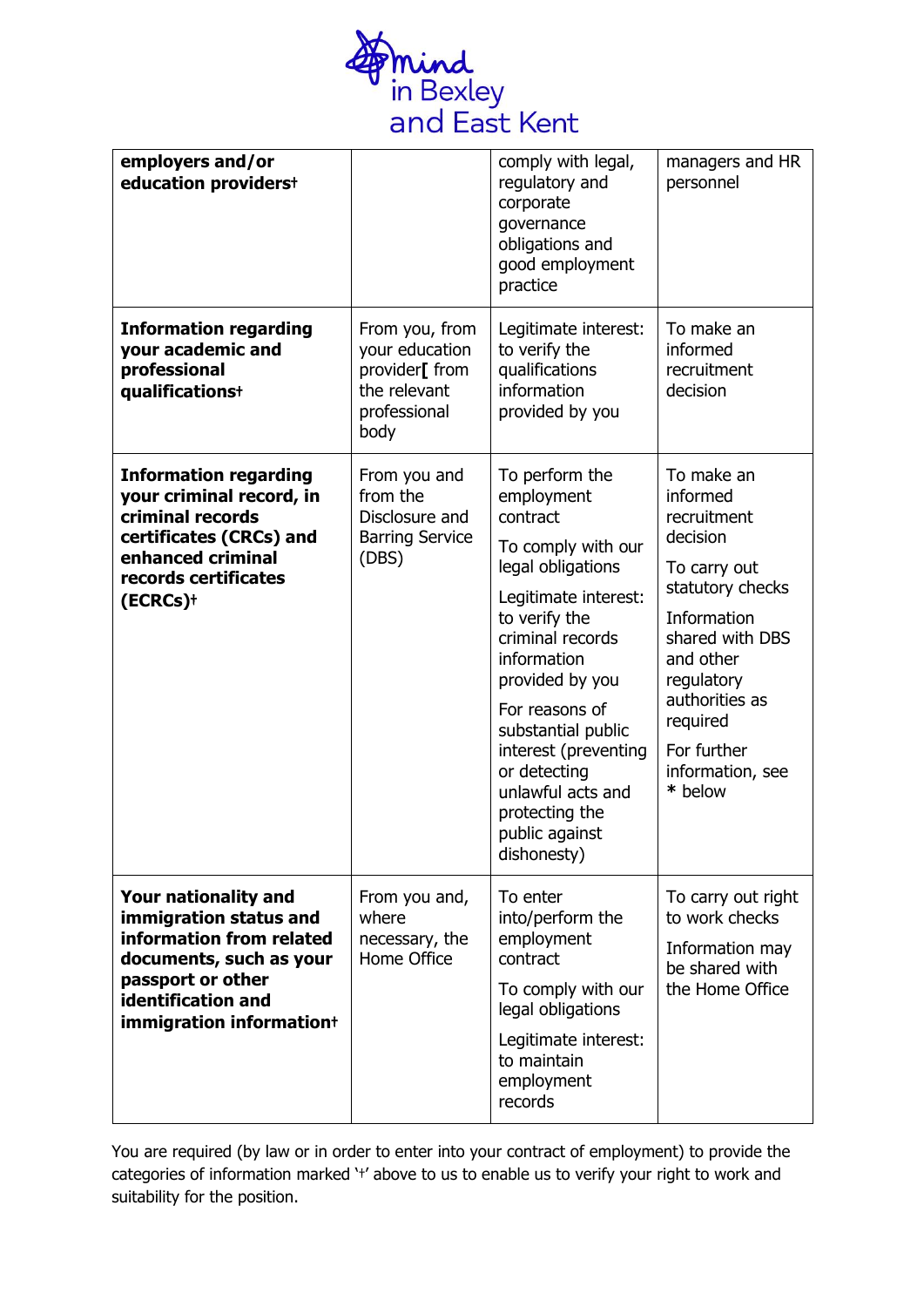| **employers and/or education providers†** | | comply with legal, regulatory and corporate governance obligations and good employment practice | managers and HR personnel |
|---|---|---|---|
| **Information regarding your academic and professional qualifications†** | From you, from your education provider[ from the relevant professional body | Legitimate interest: to verify the qualifications information provided by you | To make an informed recruitment decision |
| **Information regarding your criminal record, in criminal records certificates (CRCs) and enhanced criminal records certificates (ECRCs)†** | From you and from the Disclosure and Barring Service (DBS) | To perform the employment contract<br><br>To comply with our legal obligations<br><br>Legitimate interest: to verify the criminal records information provided by you<br><br>For reasons of substantial public interest (preventing or detecting unlawful acts and protecting the public against dishonesty) | To make an informed recruitment decision<br><br>To carry out statutory checks<br><br>Information shared with DBS and other regulatory authorities as required<br><br>For further information, see * below |
| **Your nationality and immigration status and information from related documents, such as your passport or other identification and immigration information†** | From you and, where necessary, the Home Office | To enter into/perform the employment contract<br><br>To comply with our legal obligations<br><br>Legitimate interest: to maintain employment records | To carry out right to work checks<br><br>Information may be shared with the Home Office |

You are required (by law or in order to enter into your contract of employment) to provide the categories of information marked '†' above to us to enable us to verify your right to work and suitability for the position.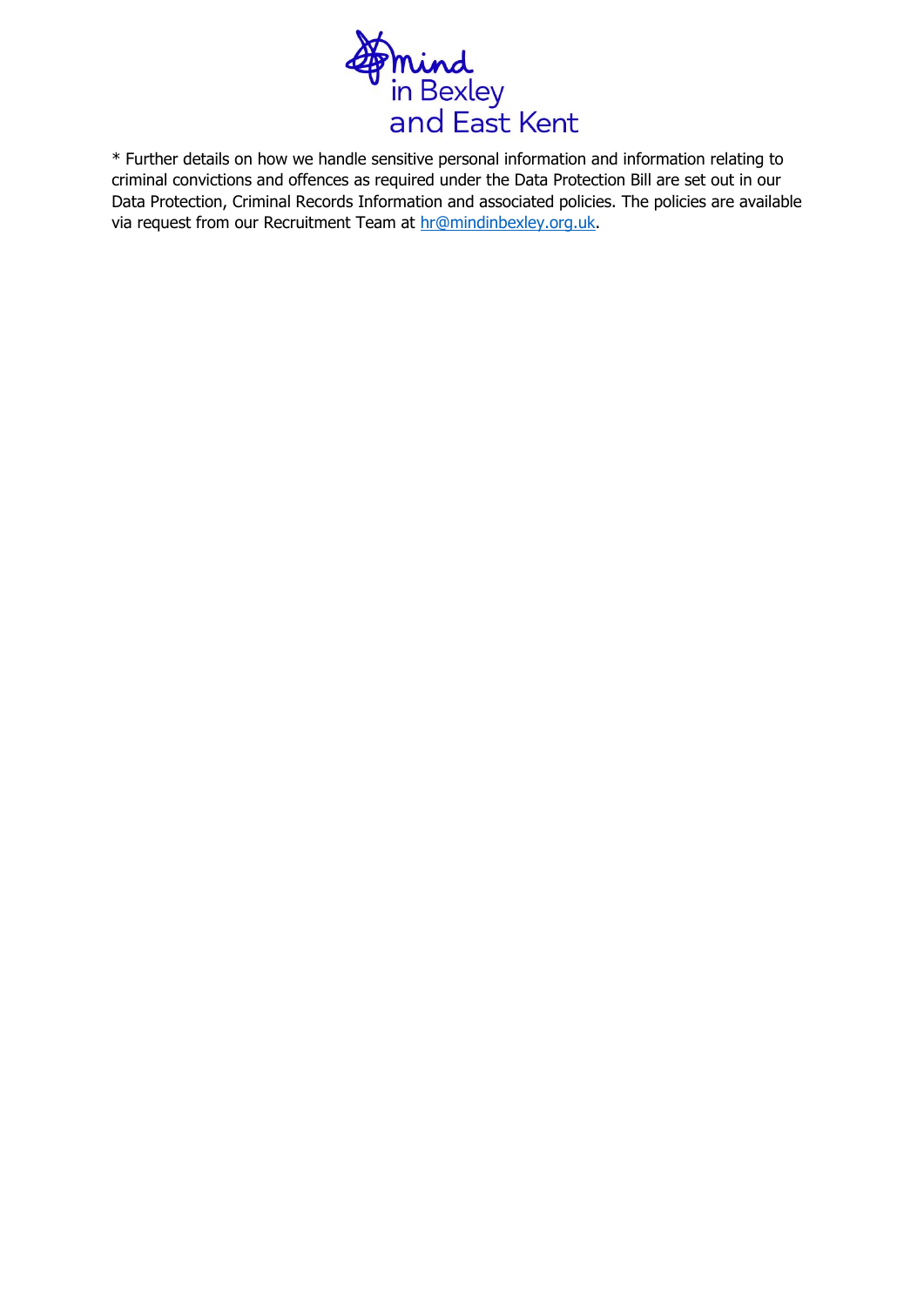* Further details on how we handle sensitive personal information and information relating to criminal convictions and offences as required under the Data Protection Bill are set out in our Data Protection, Criminal Records Information and associated policies. The policies are available via request from our Recruitment Team at hr@mindinbexley.org.uk.